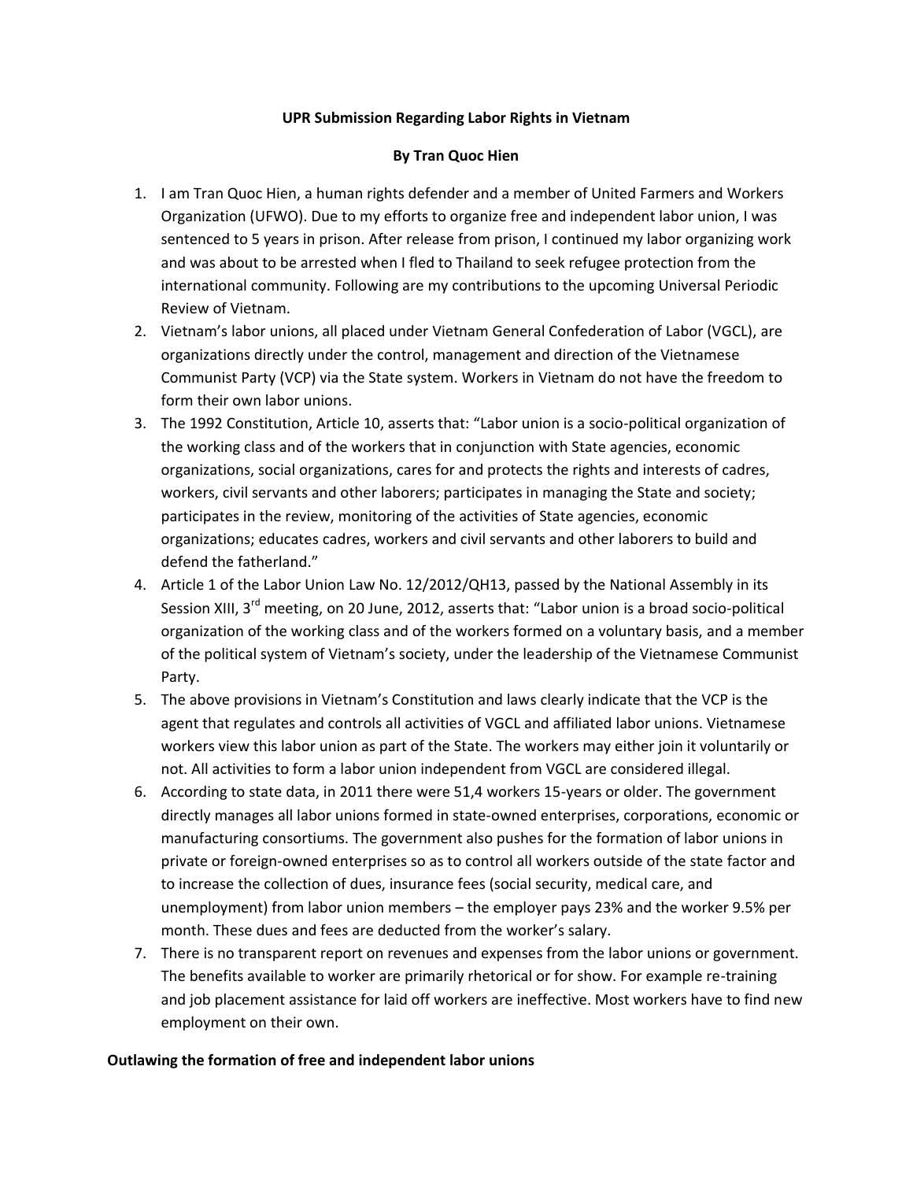**UPR Submission Regarding Labor Rights in Vietnam**

**By Tran Quoc Hien**

1. I am Tran Quoc Hien, a human rights defender and a member of United Farmers and Workers Organization (UFWO). Due to my efforts to organize free and independent labor union, I was sentenced to 5 years in prison. After release from prison, I continued my labor organizing work and was about to be arrested when I fled to Thailand to seek refugee protection from the international community. Following are my contributions to the upcoming Universal Periodic Review of Vietnam.
2. Vietnam's labor unions, all placed under Vietnam General Confederation of Labor (VGCL), are organizations directly under the control, management and direction of the Vietnamese Communist Party (VCP) via the State system. Workers in Vietnam do not have the freedom to form their own labor unions.
3. The 1992 Constitution, Article 10, asserts that: "Labor union is a socio-political organization of the working class and of the workers that in conjunction with State agencies, economic organizations, social organizations, cares for and protects the rights and interests of cadres, workers, civil servants and other laborers; participates in managing the State and society; participates in the review, monitoring of the activities of State agencies, economic organizations; educates cadres, workers and civil servants and other laborers to build and defend the fatherland."
4. Article 1 of the Labor Union Law No. 12/2012/QH13, passed by the National Assembly in its Session XIII, 3rd meeting, on 20 June, 2012, asserts that: "Labor union is a broad socio-political organization of the working class and of the workers formed on a voluntary basis, and a member of the political system of Vietnam's society, under the leadership of the Vietnamese Communist Party.
5. The above provisions in Vietnam's Constitution and laws clearly indicate that the VCP is the agent that regulates and controls all activities of VGCL and affiliated labor unions. Vietnamese workers view this labor union as part of the State. The workers may either join it voluntarily or not. All activities to form a labor union independent from VGCL are considered illegal.
6. According to state data, in 2011 there were 51,4 workers 15-years or older. The government directly manages all labor unions formed in state-owned enterprises, corporations, economic or manufacturing consortiums. The government also pushes for the formation of labor unions in private or foreign-owned enterprises so as to control all workers outside of the state factor and to increase the collection of dues, insurance fees (social security, medical care, and unemployment) from labor union members – the employer pays 23% and the worker 9.5% per month. These dues and fees are deducted from the worker's salary.
7. There is no transparent report on revenues and expenses from the labor unions or government. The benefits available to worker are primarily rhetorical or for show. For example re-training and job placement assistance for laid off workers are ineffective. Most workers have to find new employment on their own.

**Outlawing the formation of free and independent labor unions**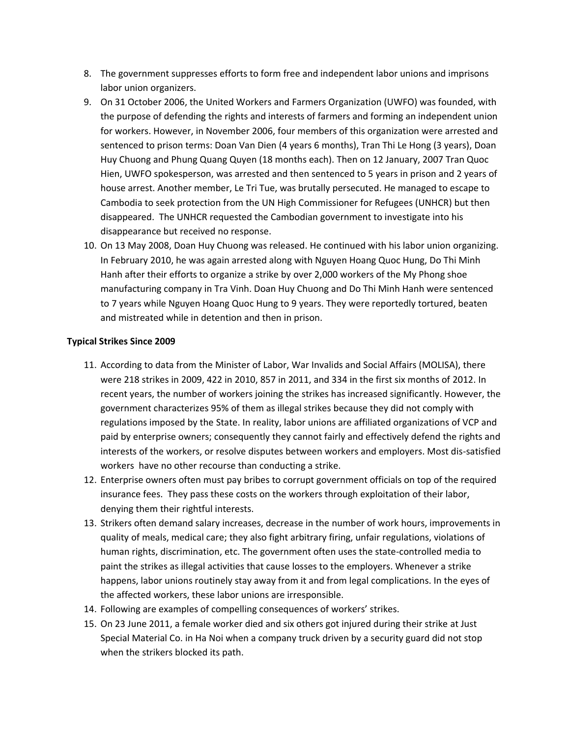8. The government suppresses efforts to form free and independent labor unions and imprisons labor union organizers.
9. On 31 October 2006, the United Workers and Farmers Organization (UWFO) was founded, with the purpose of defending the rights and interests of farmers and forming an independent union for workers. However, in November 2006, four members of this organization were arrested and sentenced to prison terms: Doan Van Dien (4 years 6 months), Tran Thi Le Hong (3 years), Doan Huy Chuong and Phung Quang Quyen (18 months each). Then on 12 January, 2007 Tran Quoc Hien, UWFO spokesperson, was arrested and then sentenced to 5 years in prison and 2 years of house arrest. Another member, Le Tri Tue, was brutally persecuted. He managed to escape to Cambodia to seek protection from the UN High Commissioner for Refugees (UNHCR) but then disappeared. The UNHCR requested the Cambodian government to investigate into his disappearance but received no response.
10. On 13 May 2008, Doan Huy Chuong was released. He continued with his labor union organizing. In February 2010, he was again arrested along with Nguyen Hoang Quoc Hung, Do Thi Minh Hanh after their efforts to organize a strike by over 2,000 workers of the My Phong shoe manufacturing company in Tra Vinh. Doan Huy Chuong and Do Thi Minh Hanh were sentenced to 7 years while Nguyen Hoang Quoc Hung to 9 years. They were reportedly tortured, beaten and mistreated while in detention and then in prison.

**Typical Strikes Since 2009**

11. According to data from the Minister of Labor, War Invalids and Social Affairs (MOLISA), there were 218 strikes in 2009, 422 in 2010, 857 in 2011, and 334 in the first six months of 2012. In recent years, the number of workers joining the strikes has increased significantly. However, the government characterizes 95% of them as illegal strikes because they did not comply with regulations imposed by the State. In reality, labor unions are affiliated organizations of VCP and paid by enterprise owners; consequently they cannot fairly and effectively defend the rights and interests of the workers, or resolve disputes between workers and employers. Most dis-satisfied workers have no other recourse than conducting a strike.
12. Enterprise owners often must pay bribes to corrupt government officials on top of the required insurance fees. They pass these costs on the workers through exploitation of their labor, denying them their rightful interests.
13. Strikers often demand salary increases, decrease in the number of work hours, improvements in quality of meals, medical care; they also fight arbitrary firing, unfair regulations, violations of human rights, discrimination, etc. The government often uses the state-controlled media to paint the strikes as illegal activities that cause losses to the employers. Whenever a strike happens, labor unions routinely stay away from it and from legal complications. In the eyes of the affected workers, these labor unions are irresponsible.
14. Following are examples of compelling consequences of workers' strikes.
15. On 23 June 2011, a female worker died and six others got injured during their strike at Just Special Material Co. in Ha Noi when a company truck driven by a security guard did not stop when the strikers blocked its path.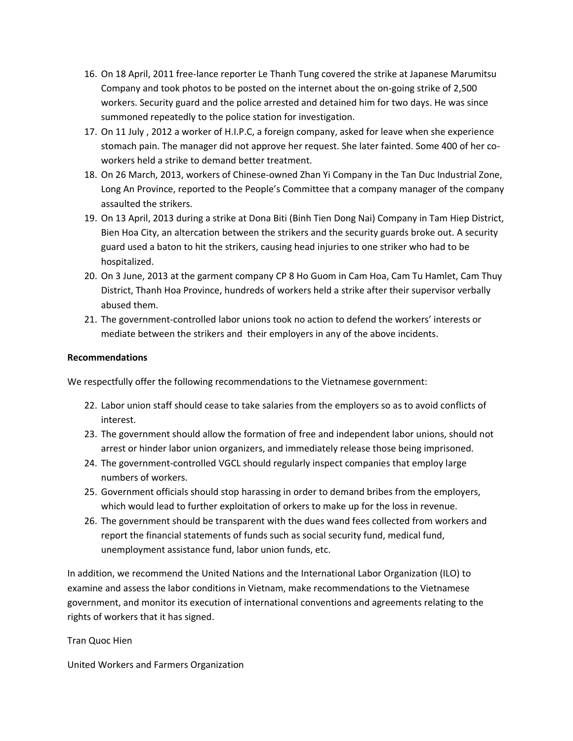16. On 18 April, 2011 free-lance reporter Le Thanh Tung covered the strike at Japanese Marumitsu Company and took photos to be posted on the internet about the on-going strike of 2,500 workers. Security guard and the police arrested and detained him for two days. He was since summoned repeatedly to the police station for investigation.
17. On 11 July , 2012 a worker of H.I.P.C, a foreign company, asked for leave when she experience stomach pain. The manager did not approve her request. She later fainted. Some 400 of her co-workers held a strike to demand better treatment.
18. On 26 March, 2013, workers of Chinese-owned Zhan Yi Company in the Tan Duc Industrial Zone, Long An Province, reported to the People's Committee that a company manager of the company assaulted the strikers.
19. On 13 April, 2013 during a strike at Dona Biti (Binh Tien Dong Nai) Company in Tam Hiep District, Bien Hoa City, an altercation between the strikers and the security guards broke out. A security guard used a baton to hit the strikers, causing head injuries to one striker who had to be hospitalized.
20. On 3 June, 2013 at the garment company CP 8 Ho Guom in Cam Hoa, Cam Tu Hamlet, Cam Thuy District, Thanh Hoa Province, hundreds of workers held a strike after their supervisor verbally abused them.
21. The government-controlled labor unions took no action to defend the workers' interests or mediate between the strikers and their employers in any of the above incidents.

**Recommendations**

We respectfully offer the following recommendations to the Vietnamese government:

22. Labor union staff should cease to take salaries from the employers so as to avoid conflicts of interest.
23. The government should allow the formation of free and independent labor unions, should not arrest or hinder labor union organizers, and immediately release those being imprisoned.
24. The government-controlled VGCL should regularly inspect companies that employ large numbers of workers.
25. Government officials should stop harassing in order to demand bribes from the employers, which would lead to further exploitation of orkers to make up for the loss in revenue.
26. The government should be transparent with the dues wand fees collected from workers and report the financial statements of funds such as social security fund, medical fund, unemployment assistance fund, labor union funds, etc.

In addition, we recommend the United Nations and the International Labor Organization (ILO) to examine and assess the labor conditions in Vietnam, make recommendations to the Vietnamese government, and monitor its execution of international conventions and agreements relating to the rights of workers that it has signed.

Tran Quoc Hien

United Workers and Farmers Organization